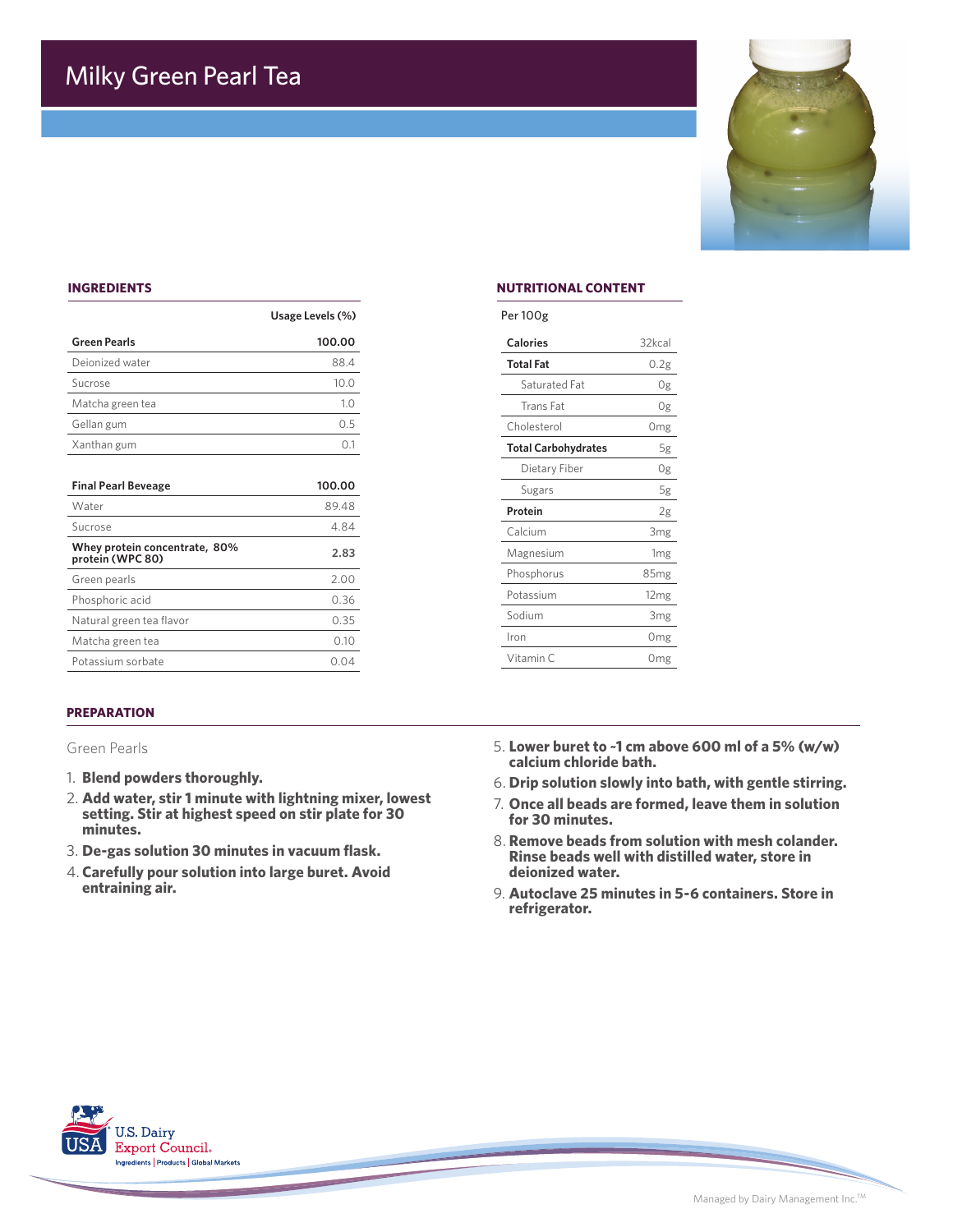# Milky Green Pearl Tea

## INGREDIENTS

| | Usage Levels (%) |
|---|---|
| **Green Pearls** | **100.00** |
| Deionized water | 88.4 |
| Sucrose | 10.0 |
| Matcha green tea | 1.0 |
| Gellan gum | 0.5 |
| Xanthan gum | 0.1 |

| | |
|---|---|
| **Final Pearl Beveage** | **100.00** |
| Water | 89.48 |
| Sucrose | 4.84 |
| **Whey protein concentrate, 80% protein (WPC 80)** | **2.83** |
| Green pearls | 2.00 |
| Phosphoric acid | 0.36 |
| Natural green tea flavor | 0.35 |
| Matcha green tea | 0.10 |
| Potassium sorbate | 0.04 |

## NUTRITIONAL CONTENT

Per 100g

| | |
|---|---|
| **Calories** | 32kcal |
| **Total Fat** | 0.2g |
| Saturated Fat | 0g |
| Trans Fat | 0g |
| Cholesterol | 0mg |
| **Total Carbohydrates** | 5g |
| Dietary Fiber | 0g |
| Sugars | 5g |
| **Protein** | 2g |
| Calcium | 3mg |
| Magnesium | 1mg |
| Phosphorus | 85mg |
| Potassium | 12mg |
| Sodium | 3mg |
| Iron | 0mg |
| Vitamin C | 0mg |

## PREPARATION

Green Pearls

1. **Blend powders thoroughly.**
2. **Add water, stir 1 minute with lightning mixer, lowest setting. Stir at highest speed on stir plate for 30 minutes.**
3. **De-gas solution 30 minutes in vacuum flask.**
4. **Carefully pour solution into large buret. Avoid entraining air.**
5. **Lower buret to ~1 cm above 600 ml of a 5% (w/w) calcium chloride bath.**
6. **Drip solution slowly into bath, with gentle stirring.**
7. **Once all beads are formed, leave them in solution for 30 minutes.**
8. **Remove beads from solution with mesh colander. Rinse beads well with distilled water, store in deionized water.**
9. **Autoclave 25 minutes in 5-6 containers. Store in refrigerator.**

U.S. Dairy Export Council. Ingredients | Products | Global Markets

Managed by Dairy Management Inc.™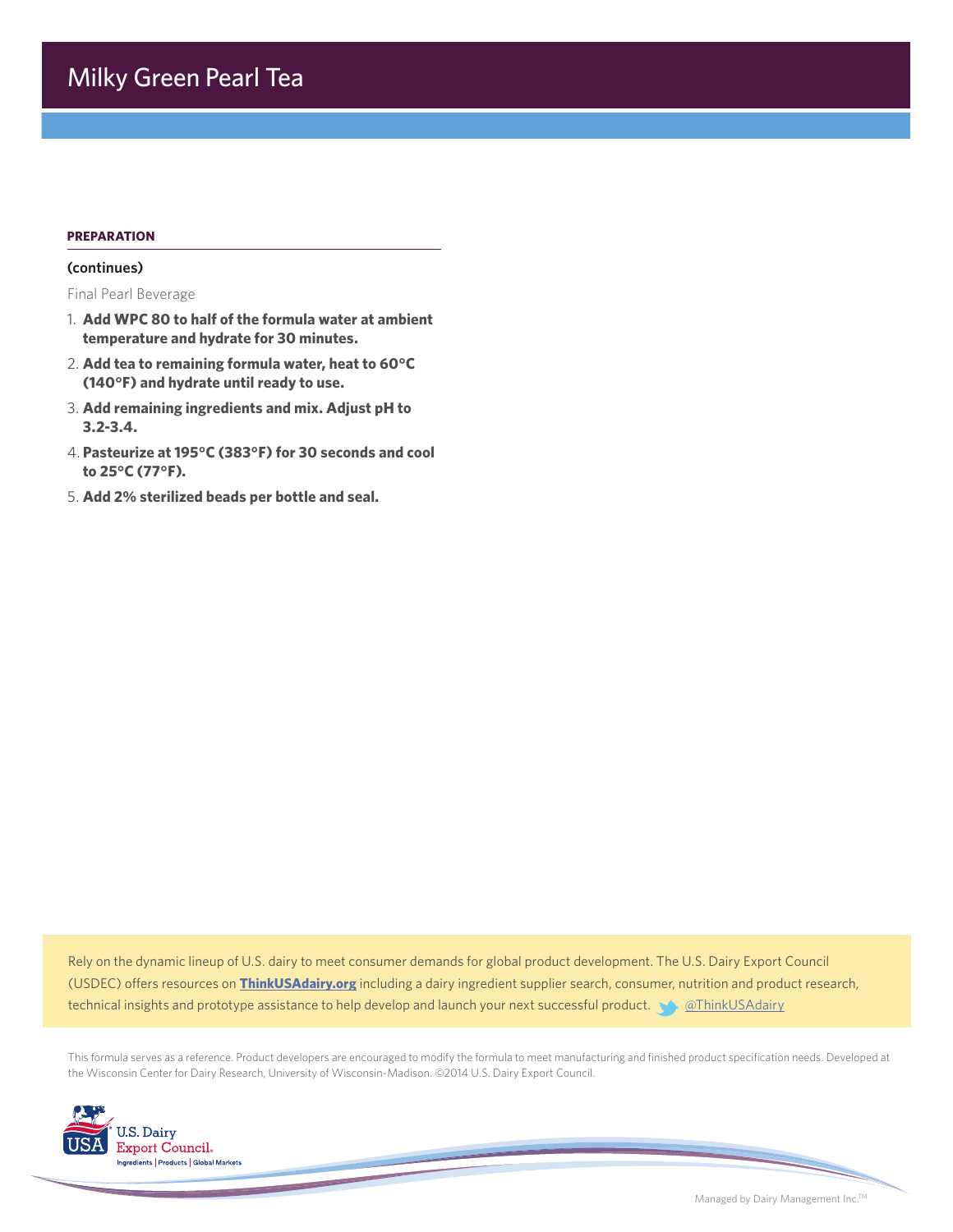# Milky Green Pearl Tea

**PREPARATION**

**(continues)**

Final Pearl Beverage

1. **Add WPC 80 to half of the formula water at ambient temperature and hydrate for 30 minutes.**
2. **Add tea to remaining formula water, heat to 60°C (140°F) and hydrate until ready to use.**
3. **Add remaining ingredients and mix. Adjust pH to 3.2-3.4.**
4. **Pasteurize at 195°C (383°F) for 30 seconds and cool to 25°C (77°F).**
5. **Add 2% sterilized beads per bottle and seal.**

Rely on the dynamic lineup of U.S. dairy to meet consumer demands for global product development. The U.S. Dairy Export Council (USDEC) offers resources on **ThinkUSAdairy.org** including a dairy ingredient supplier search, consumer, nutrition and product research, technical insights and prototype assistance to help develop and launch your next successful product. @ThinkUSAdairy

This formula serves as a reference. Product developers are encouraged to modify the formula to meet manufacturing and finished product specification needs. Developed at the Wisconsin Center for Dairy Research, University of Wisconsin-Madison. ©2014 U.S. Dairy Export Council.

U.S. Dairy Export Council. Ingredients | Products | Global Markets

Managed by Dairy Management Inc.™